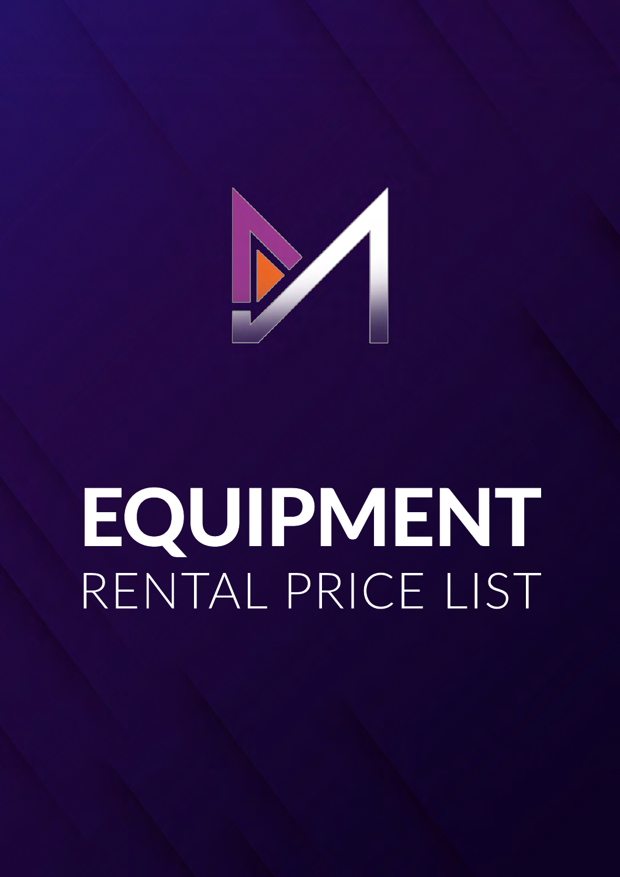# EQUIPMENT

## RENTAL PRICE LIST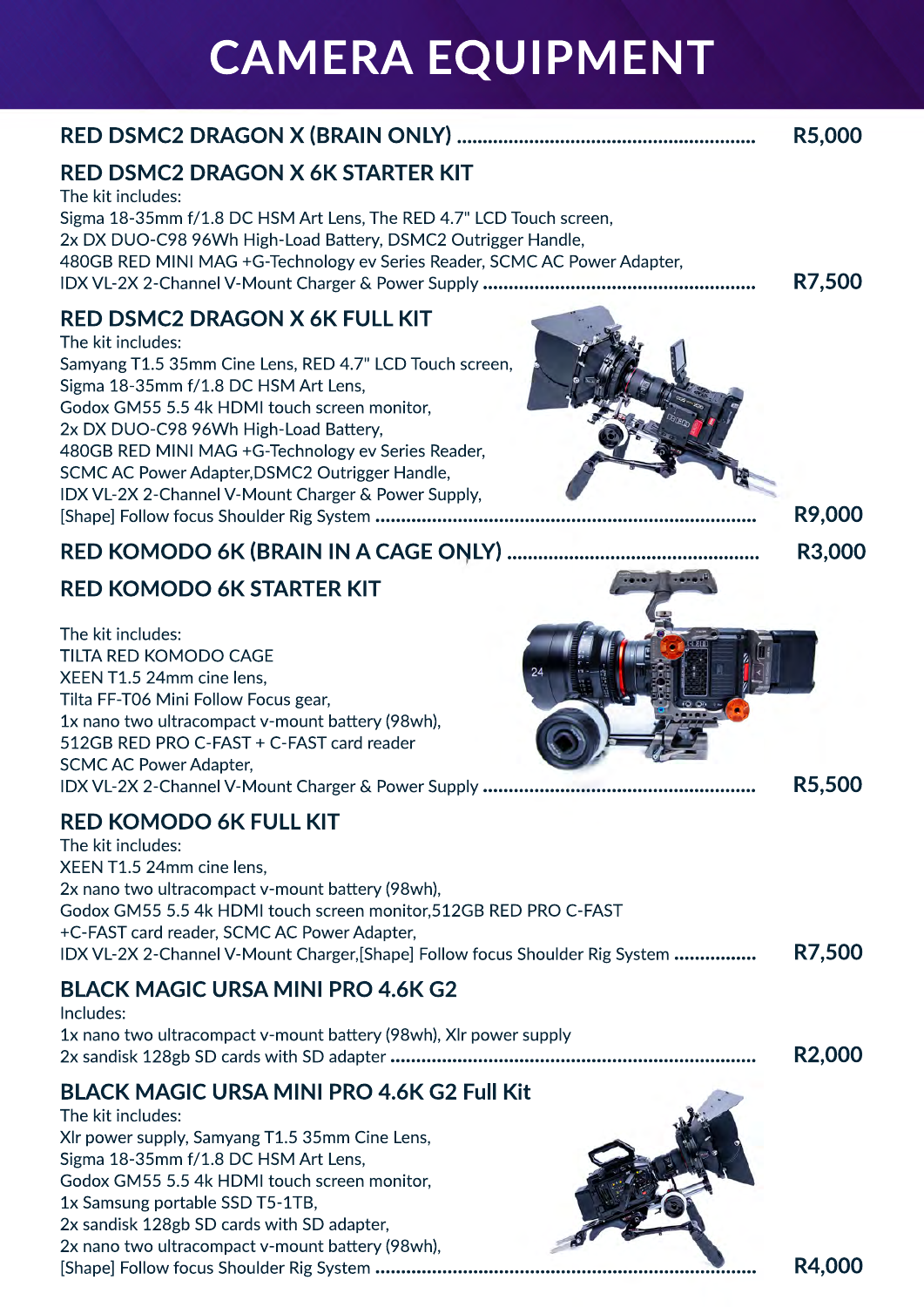# CAMERA EQUIPMENT

## RED DSMC2 DRAGON X (BRAIN ONLY) ........................................................ R5,000

## RED DSMC2 DRAGON X 6K STARTER KIT

The kit includes:
Sigma 18-35mm f/1.8 DC HSM Art Lens, The RED 4.7" LCD Touch screen,
2x DX DUO-C98 96Wh High-Load Battery, DSMC2 Outrigger Handle,
480GB RED MINI MAG +G-Technology ev Series Reader, SCMC AC Power Adapter,
IDX VL-2X 2-Channel V-Mount Charger & Power Supply ........................................................ **R7,500**

## RED DSMC2 DRAGON X 6K FULL KIT

The kit includes:
Samyang T1.5 35mm Cine Lens, RED 4.7" LCD Touch screen,
Sigma 18-35mm f/1.8 DC HSM Art Lens,
Godox GM55 5.5 4k HDMI touch screen monitor,
2x DX DUO-C98 96Wh High-Load Battery,
480GB RED MINI MAG +G-Technology ev Series Reader,
SCMC AC Power Adapter,DSMC2 Outrigger Handle,
IDX VL-2X 2-Channel V-Mount Charger & Power Supply,
[Shape] Follow focus Shoulder Rig System ........................................................ **R9,000**

## RED KOMODO 6K (BRAIN IN A CAGE ONLY) ........................................................ R3,000

## RED KOMODO 6K STARTER KIT

The kit includes:
TILTA RED KOMODO CAGE
XEEN T1.5 24mm cine lens,
Tilta FF-T06 Mini Follow Focus gear,
1x nano two ultracompact v-mount battery (98wh),
512GB RED PRO C-FAST + C-FAST card reader
SCMC AC Power Adapter,
IDX VL-2X 2-Channel V-Mount Charger & Power Supply ........................................................ **R5,500**

## RED KOMODO 6K FULL KIT

The kit includes:
XEEN T1.5 24mm cine lens,
2x nano two ultracompact v-mount battery (98wh),
Godox GM55 5.5 4k HDMI touch screen monitor,512GB RED PRO C-FAST
+C-FAST card reader, SCMC AC Power Adapter,
IDX VL-2X 2-Channel V-Mount Charger,[Shape] Follow focus Shoulder Rig System ................ **R7,500**

## BLACK MAGIC URSA MINI PRO 4.6K G2

Includes:
1x nano two ultracompact v-mount battery (98wh), Xlr power supply
2x sandisk 128gb SD cards with SD adapter ........................................................ **R2,000**

## BLACK MAGIC URSA MINI PRO 4.6K G2 Full Kit

The kit includes:
Xlr power supply, Samyang T1.5 35mm Cine Lens,
Sigma 18-35mm f/1.8 DC HSM Art Lens,
Godox GM55 5.5 4k HDMI touch screen monitor,
1x Samsung portable SSD T5-1TB,
2x sandisk 128gb SD cards with SD adapter,
2x nano two ultracompact v-mount battery (98wh),
[Shape] Follow focus Shoulder Rig System ........................................................ **R4,000**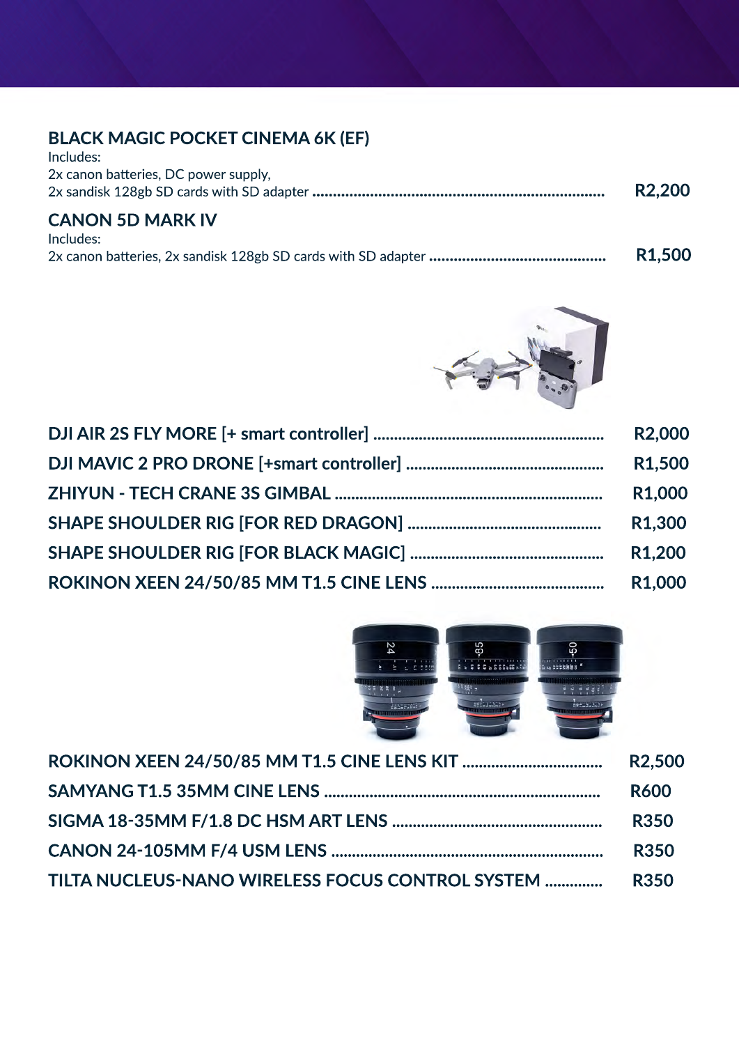### BLACK MAGIC POCKET CINEMA 6K (EF)

Includes:
2x canon batteries, DC power supply,
2x sandisk 128gb SD cards with SD adapter ........ R2,200

### CANON 5D MARK IV

Includes:
2x canon batteries, 2x sandisk 128gb SD cards with SD adapter ........ R1,500

| Item | Price |
|---|---|
| DJI AIR 2S FLY MORE [+ smart controller] | R2,000 |
| DJI MAVIC 2 PRO DRONE [+smart controller] | R1,500 |
| ZHIYUN - TECH CRANE 3S GIMBAL | R1,000 |
| SHAPE SHOULDER RIG [FOR RED DRAGON] | R1,300 |
| SHAPE SHOULDER RIG [FOR BLACK MAGIC] | R1,200 |
| ROKINON XEEN 24/50/85 MM T1.5 CINE LENS | R1,000 |

| Item | Price |
|---|---|
| ROKINON XEEN 24/50/85 MM T1.5 CINE LENS KIT | R2,500 |
| SAMYANG T1.5 35MM CINE LENS | R600 |
| SIGMA 18-35MM F/1.8 DC HSM ART LENS | R350 |
| CANON 24-105MM F/4 USM LENS | R350 |
| TILTA NUCLEUS-NANO WIRELESS FOCUS CONTROL SYSTEM | R350 |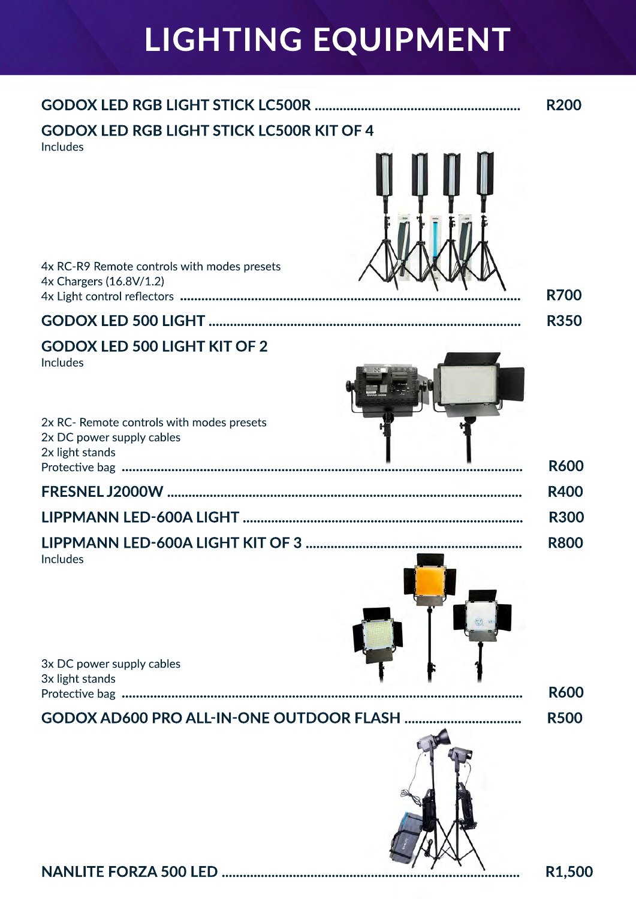# LIGHTING EQUIPMENT

**GODOX LED RGB LIGHT STICK LC500R** ........................................ **R200**

**GODOX LED RGB LIGHT STICK LC500R KIT OF 4**

Includes

4x RC-R9 Remote controls with modes presets
4x Chargers (16.8V/1.2)
4x Light control reflectors ........................................ **R700**

**GODOX LED 500 LIGHT** ........................................ **R350**

**GODOX LED 500 LIGHT KIT OF 2**

Includes

2x RC- Remote controls with modes presets
2x DC power supply cables
2x light stands
Protective bag ........................................ **R600**

**FRESNEL J2000W** ........................................ **R400**

**LIPPMANN LED-600A LIGHT** ........................................ **R300**

**LIPPMANN LED-600A LIGHT KIT OF 3** ........................................ **R800**

Includes

3x DC power supply cables
3x light stands
Protective bag ........................................ **R600**

**GODOX AD600 PRO ALL-IN-ONE OUTDOOR FLASH** ........................................ **R500**

**NANLITE FORZA 500 LED** ........................................ **R1,500**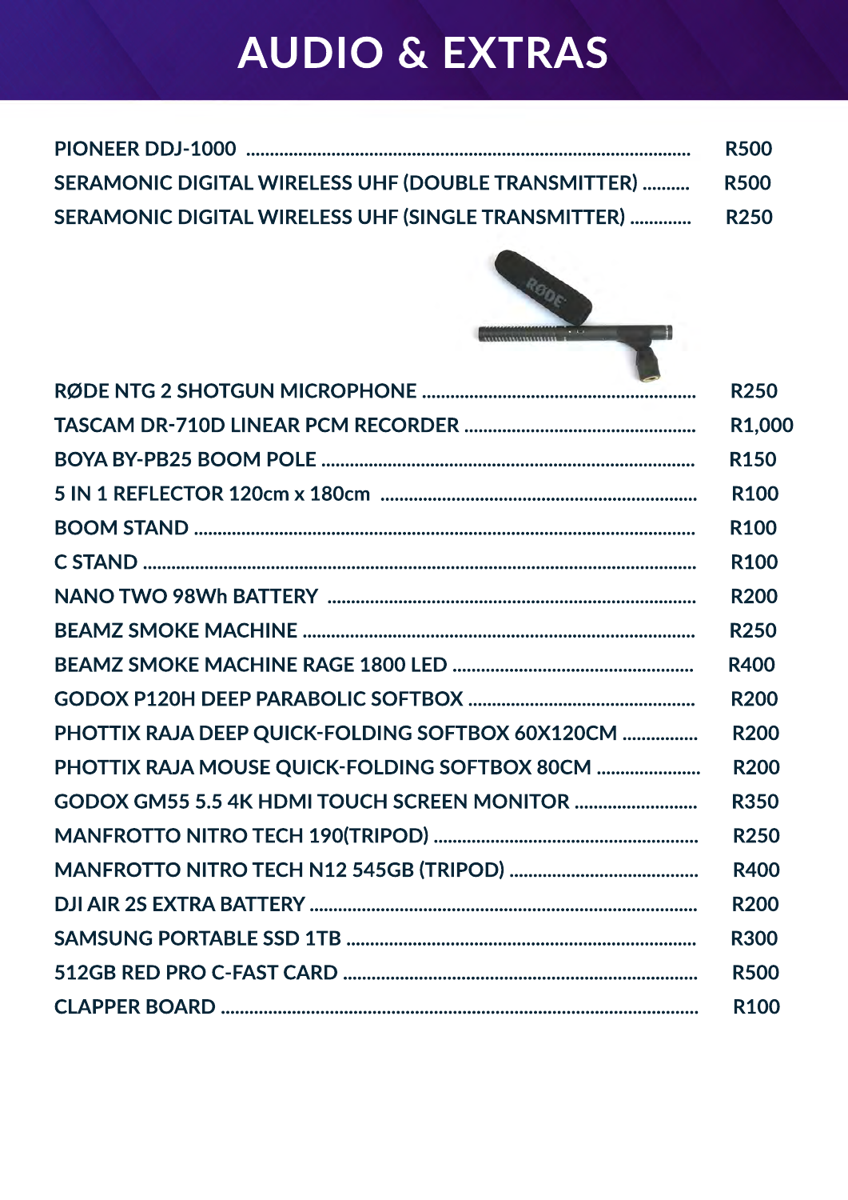# AUDIO & EXTRAS

| | |
|---|---|
| PIONEER DDJ-1000 | R500 |
| SERAMONIC DIGITAL WIRELESS UHF (DOUBLE TRANSMITTER) | R500 |
| SERAMONIC DIGITAL WIRELESS UHF (SINGLE TRANSMITTER) | R250 |
| RØDE NTG 2 SHOTGUN MICROPHONE | R250 |
| TASCAM DR-710D LINEAR PCM RECORDER | R1,000 |
| BOYA BY-PB25 BOOM POLE | R150 |
| 5 IN 1 REFLECTOR 120cm x 180cm | R100 |
| BOOM STAND | R100 |
| C STAND | R100 |
| NANO TWO 98Wh BATTERY | R200 |
| BEAMZ SMOKE MACHINE | R250 |
| BEAMZ SMOKE MACHINE RAGE 1800 LED | R400 |
| GODOX P120H DEEP PARABOLIC SOFTBOX | R200 |
| PHOTTIX RAJA DEEP QUICK-FOLDING SOFTBOX 60X120CM | R200 |
| PHOTTIX RAJA MOUSE QUICK-FOLDING SOFTBOX 80CM | R200 |
| GODOX GM55 5.5 4K HDMI TOUCH SCREEN MONITOR | R350 |
| MANFROTTO NITRO TECH 190(TRIPOD) | R250 |
| MANFROTTO NITRO TECH N12 545GB (TRIPOD) | R400 |
| DJI AIR 2S EXTRA BATTERY | R200 |
| SAMSUNG PORTABLE SSD 1TB | R300 |
| 512GB RED PRO C-FAST CARD | R500 |
| CLAPPER BOARD | R100 |